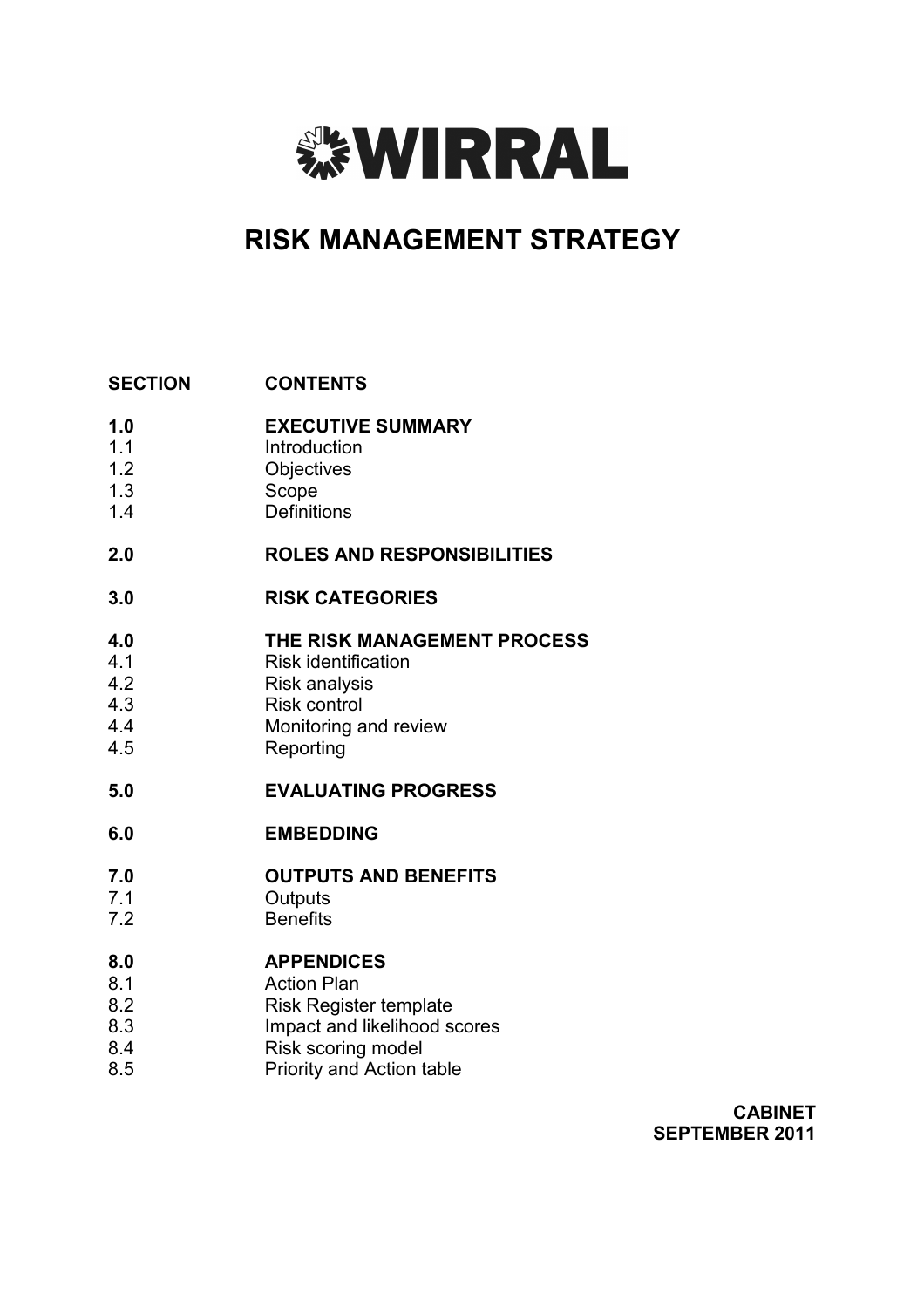# WIRRAL

# RISK MANAGEMENT STRATEGY

| SECTION | CONTENTS |
|---|---|
| **1.0** | **EXECUTIVE SUMMARY** |
| 1.1 | Introduction |
| 1.2 | Objectives |
| 1.3 | Scope |
| 1.4 | Definitions |
| **2.0** | **ROLES AND RESPONSIBILITIES** |
| **3.0** | **RISK CATEGORIES** |
| **4.0** | **THE RISK MANAGEMENT PROCESS** |
| 4.1 | Risk identification |
| 4.2 | Risk analysis |
| 4.3 | Risk control |
| 4.4 | Monitoring and review |
| 4.5 | Reporting |
| **5.0** | **EVALUATING PROGRESS** |
| **6.0** | **EMBEDDING** |
| **7.0** | **OUTPUTS AND BENEFITS** |
| 7.1 | Outputs |
| 7.2 | Benefits |
| **8.0** | **APPENDICES** |
| 8.1 | Action Plan |
| 8.2 | Risk Register template |
| 8.3 | Impact and likelihood scores |
| 8.4 | Risk scoring model |
| 8.5 | Priority and Action table |

**CABINET**
**SEPTEMBER 2011**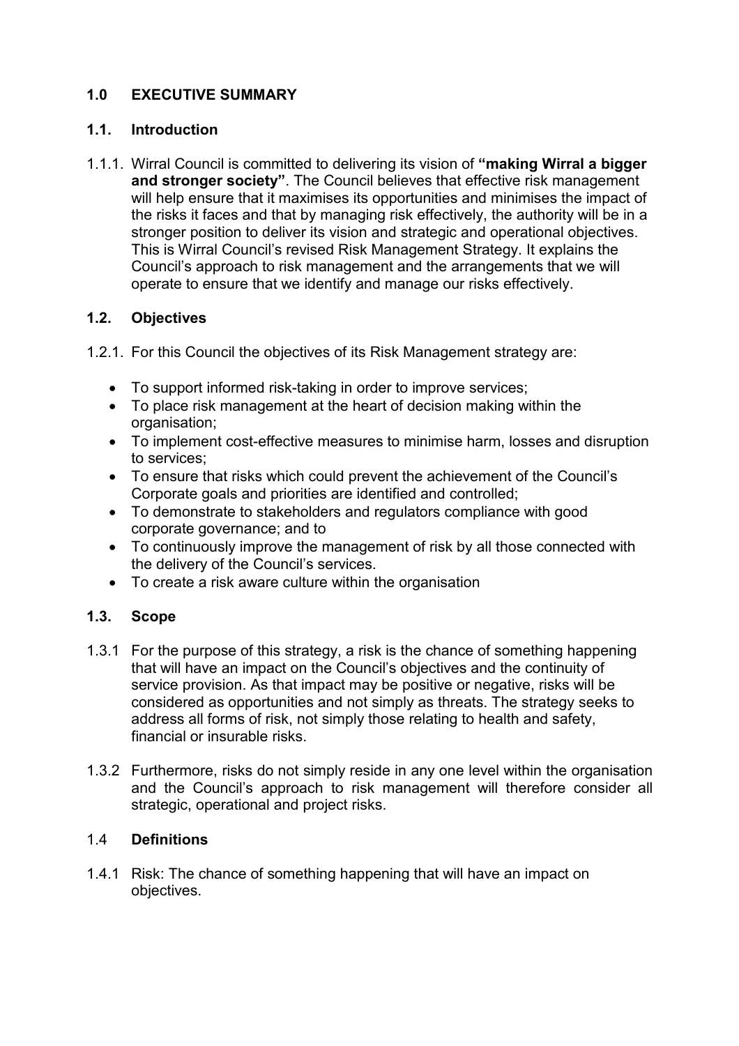## 1.0 EXECUTIVE SUMMARY

### 1.1. Introduction

1.1.1. Wirral Council is committed to delivering its vision of **"making Wirral a bigger and stronger society"**. The Council believes that effective risk management will help ensure that it maximises its opportunities and minimises the impact of the risks it faces and that by managing risk effectively, the authority will be in a stronger position to deliver its vision and strategic and operational objectives. This is Wirral Council's revised Risk Management Strategy. It explains the Council's approach to risk management and the arrangements that we will operate to ensure that we identify and manage our risks effectively.

### 1.2. Objectives

1.2.1. For this Council the objectives of its Risk Management strategy are:

- To support informed risk-taking in order to improve services;
- To place risk management at the heart of decision making within the organisation;
- To implement cost-effective measures to minimise harm, losses and disruption to services;
- To ensure that risks which could prevent the achievement of the Council's Corporate goals and priorities are identified and controlled;
- To demonstrate to stakeholders and regulators compliance with good corporate governance; and to
- To continuously improve the management of risk by all those connected with the delivery of the Council's services.
- To create a risk aware culture within the organisation

### 1.3. Scope

1.3.1 For the purpose of this strategy, a risk is the chance of something happening that will have an impact on the Council's objectives and the continuity of service provision. As that impact may be positive or negative, risks will be considered as opportunities and not simply as threats. The strategy seeks to address all forms of risk, not simply those relating to health and safety, financial or insurable risks.

1.3.2 Furthermore, risks do not simply reside in any one level within the organisation and the Council's approach to risk management will therefore consider all strategic, operational and project risks.

### 1.4 Definitions

1.4.1 Risk: The chance of something happening that will have an impact on objectives.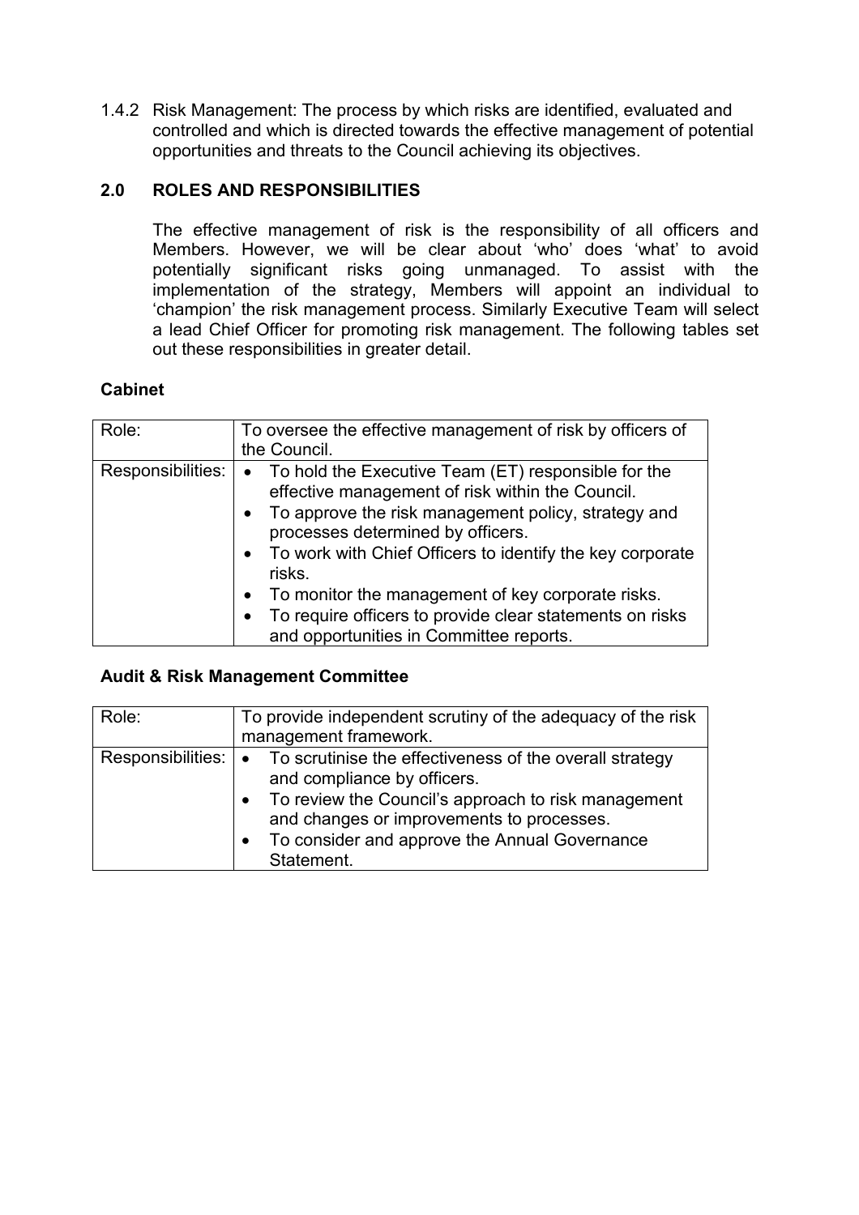1.4.2 Risk Management: The process by which risks are identified, evaluated and controlled and which is directed towards the effective management of potential opportunities and threats to the Council achieving its objectives.

## 2.0 ROLES AND RESPONSIBILITIES

The effective management of risk is the responsibility of all officers and Members. However, we will be clear about 'who' does 'what' to avoid potentially significant risks going unmanaged. To assist with the implementation of the strategy, Members will appoint an individual to 'champion' the risk management process. Similarly Executive Team will select a lead Chief Officer for promoting risk management. The following tables set out these responsibilities in greater detail.

**Cabinet**

| Role: | To oversee the effective management of risk by officers of the Council. |
|---|---|
| Responsibilities: | • To hold the Executive Team (ET) responsible for the effective management of risk within the Council.<br>• To approve the risk management policy, strategy and processes determined by officers.<br>• To work with Chief Officers to identify the key corporate risks.<br>• To monitor the management of key corporate risks.<br>• To require officers to provide clear statements on risks and opportunities in Committee reports. |

**Audit & Risk Management Committee**

| Role: | To provide independent scrutiny of the adequacy of the risk management framework. |
|---|---|
| Responsibilities: | • To scrutinise the effectiveness of the overall strategy and compliance by officers.<br>• To review the Council's approach to risk management and changes or improvements to processes.<br>• To consider and approve the Annual Governance Statement. |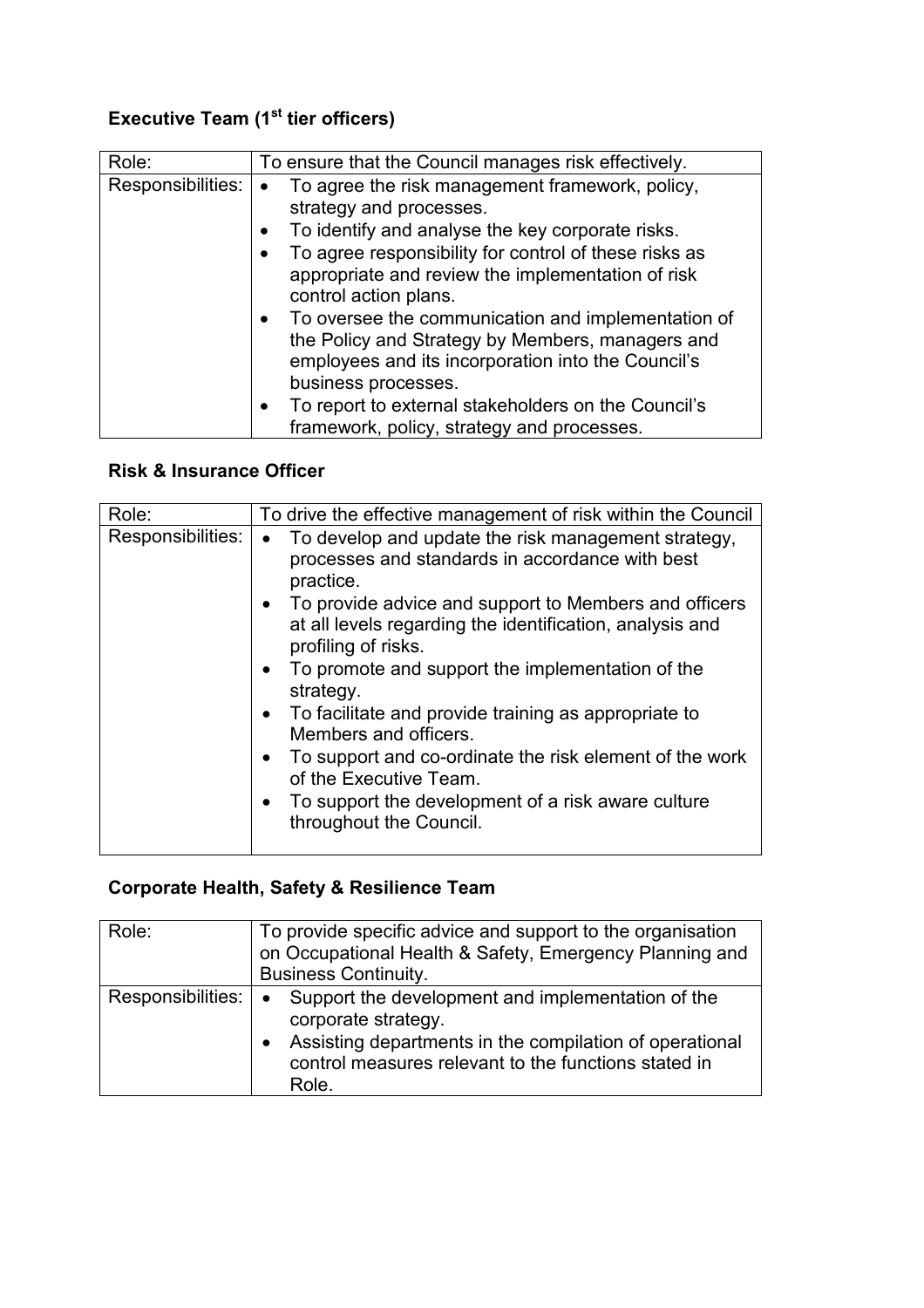### Executive Team (1st tier officers)

| Role: | To ensure that the Council manages risk effectively. |
|---|---|
| Responsibilities: | • To agree the risk management framework, policy, strategy and processes.<br>• To identify and analyse the key corporate risks.<br>• To agree responsibility for control of these risks as appropriate and review the implementation of risk control action plans.<br>• To oversee the communication and implementation of the Policy and Strategy by Members, managers and employees and its incorporation into the Council's business processes.<br>• To report to external stakeholders on the Council's framework, policy, strategy and processes. |

### Risk & Insurance Officer

| Role: | To drive the effective management of risk within the Council |
|---|---|
| Responsibilities: | • To develop and update the risk management strategy, processes and standards in accordance with best practice.<br>• To provide advice and support to Members and officers at all levels regarding the identification, analysis and profiling of risks.<br>• To promote and support the implementation of the strategy.<br>• To facilitate and provide training as appropriate to Members and officers.<br>• To support and co-ordinate the risk element of the work of the Executive Team.<br>• To support the development of a risk aware culture throughout the Council. |

### Corporate Health, Safety & Resilience Team

| Role: | To provide specific advice and support to the organisation on Occupational Health & Safety, Emergency Planning and Business Continuity. |
|---|---|
| Responsibilities: | • Support the development and implementation of the corporate strategy.<br>• Assisting departments in the compilation of operational control measures relevant to the functions stated in Role. |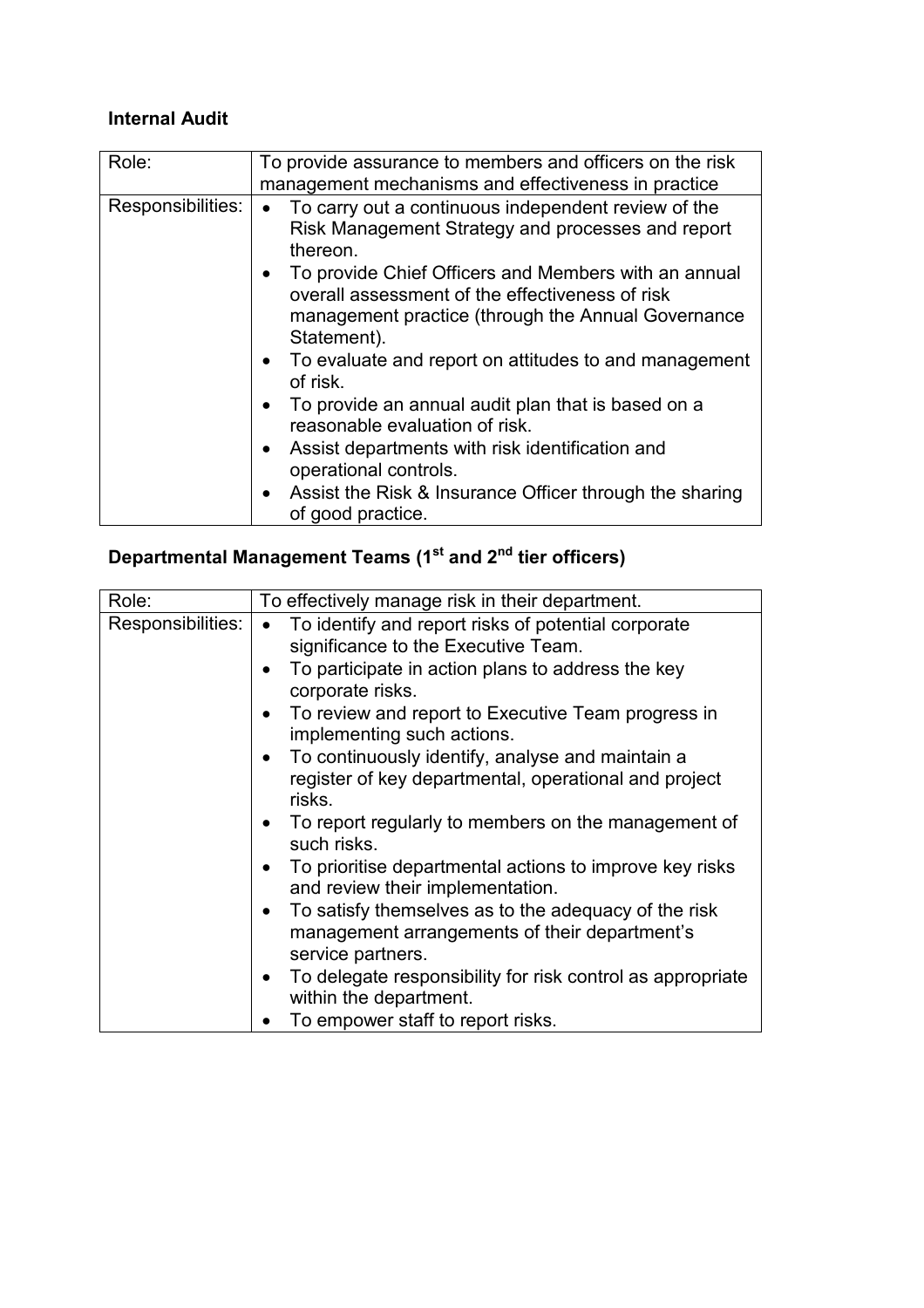**Internal Audit**

| Role: | To provide assurance to members and officers on the risk management mechanisms and effectiveness in practice |
|---|---|
| Responsibilities: | • To carry out a continuous independent review of the Risk Management Strategy and processes and report thereon.<br>• To provide Chief Officers and Members with an annual overall assessment of the effectiveness of risk management practice (through the Annual Governance Statement).<br>• To evaluate and report on attitudes to and management of risk.<br>• To provide an annual audit plan that is based on a reasonable evaluation of risk.<br>• Assist departments with risk identification and operational controls.<br>• Assist the Risk & Insurance Officer through the sharing of good practice. |

**Departmental Management Teams (1st and 2nd tier officers)**

| Role: | To effectively manage risk in their department. |
|---|---|
| Responsibilities: | • To identify and report risks of potential corporate significance to the Executive Team.<br>• To participate in action plans to address the key corporate risks.<br>• To review and report to Executive Team progress in implementing such actions.<br>• To continuously identify, analyse and maintain a register of key departmental, operational and project risks.<br>• To report regularly to members on the management of such risks.<br>• To prioritise departmental actions to improve key risks and review their implementation.<br>• To satisfy themselves as to the adequacy of the risk management arrangements of their department's service partners.<br>• To delegate responsibility for risk control as appropriate within the department.<br>• To empower staff to report risks. |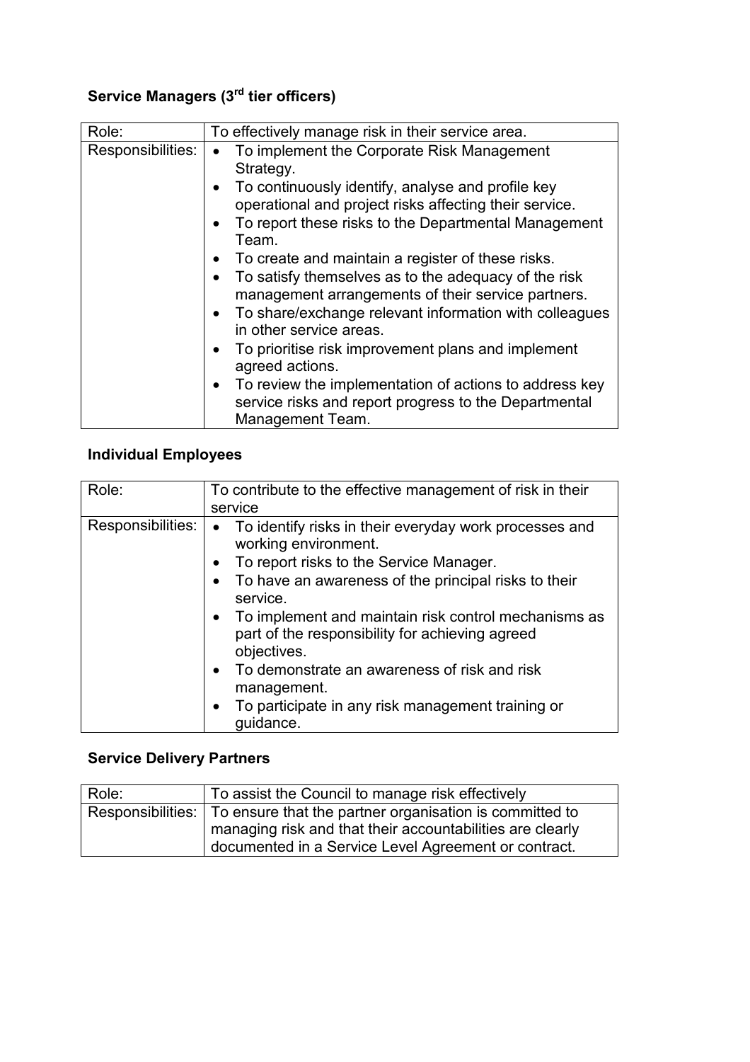### Service Managers (3rd tier officers)

| Role: | To effectively manage risk in their service area. |
| --- | --- |
| Responsibilities: | • To implement the Corporate Risk Management Strategy.<br>• To continuously identify, analyse and profile key operational and project risks affecting their service.<br>• To report these risks to the Departmental Management Team.<br>• To create and maintain a register of these risks.<br>• To satisfy themselves as to the adequacy of the risk management arrangements of their service partners.<br>• To share/exchange relevant information with colleagues in other service areas.<br>• To prioritise risk improvement plans and implement agreed actions.<br>• To review the implementation of actions to address key service risks and report progress to the Departmental Management Team. |

### Individual Employees

| Role: | To contribute to the effective management of risk in their service |
| --- | --- |
| Responsibilities: | • To identify risks in their everyday work processes and working environment.<br>• To report risks to the Service Manager.<br>• To have an awareness of the principal risks to their service.<br>• To implement and maintain risk control mechanisms as part of the responsibility for achieving agreed objectives.<br>• To demonstrate an awareness of risk and risk management.<br>• To participate in any risk management training or guidance. |

### Service Delivery Partners

| Role: | To assist the Council to manage risk effectively |
| --- | --- |
| Responsibilities: | To ensure that the partner organisation is committed to managing risk and that their accountabilities are clearly documented in a Service Level Agreement or contract. |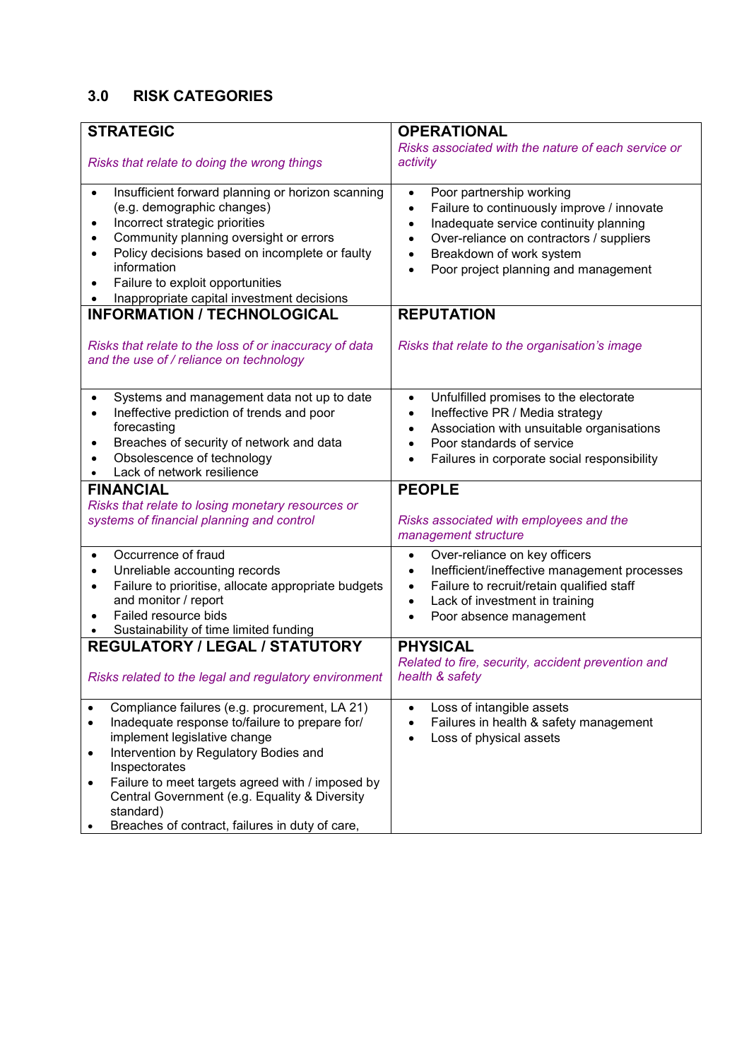## 3.0 RISK CATEGORIES

| **STRATEGIC**<br><br>*Risks that relate to doing the wrong things* | **OPERATIONAL**<br>*Risks associated with the nature of each service or activity* |
|---|---|
| • Insufficient forward planning or horizon scanning (e.g. demographic changes)<br>• Incorrect strategic priorities<br>• Community planning oversight or errors<br>• Policy decisions based on incomplete or faulty information<br>• Failure to exploit opportunities<br>• Inappropriate capital investment decisions | • Poor partnership working<br>• Failure to continuously improve / innovate<br>• Inadequate service continuity planning<br>• Over-reliance on contractors / suppliers<br>• Breakdown of work system<br>• Poor project planning and management |
| **INFORMATION / TECHNOLOGICAL**<br><br>*Risks that relate to the loss of or inaccuracy of data and the use of / reliance on technology* | **REPUTATION**<br><br>*Risks that relate to the organisation's image* |
| • Systems and management data not up to date<br>• Ineffective prediction of trends and poor forecasting<br>• Breaches of security of network and data<br>• Obsolescence of technology<br>• Lack of network resilience | • Unfulfilled promises to the electorate<br>• Ineffective PR / Media strategy<br>• Association with unsuitable organisations<br>• Poor standards of service<br>• Failures in corporate social responsibility |
| **FINANCIAL**<br>*Risks that relate to losing monetary resources or systems of financial planning and control* | **PEOPLE**<br><br>*Risks associated with employees and the management structure* |
| • Occurrence of fraud<br>• Unreliable accounting records<br>• Failure to prioritise, allocate appropriate budgets and monitor / report<br>• Failed resource bids<br>• Sustainability of time limited funding | • Over-reliance on key officers<br>• Inefficient/ineffective management processes<br>• Failure to recruit/retain qualified staff<br>• Lack of investment in training<br>• Poor absence management |
| **REGULATORY / LEGAL / STATUTORY**<br><br>*Risks related to the legal and regulatory environment* | **PHYSICAL**<br>*Related to fire, security, accident prevention and health & safety* |
| • Compliance failures (e.g. procurement, LA 21)<br>• Inadequate response to/failure to prepare for/ implement legislative change<br>• Intervention by Regulatory Bodies and Inspectorates<br>• Failure to meet targets agreed with / imposed by Central Government (e.g. Equality & Diversity standard)<br>• Breaches of contract, failures in duty of care, | • Loss of intangible assets<br>• Failures in health & safety management<br>• Loss of physical assets |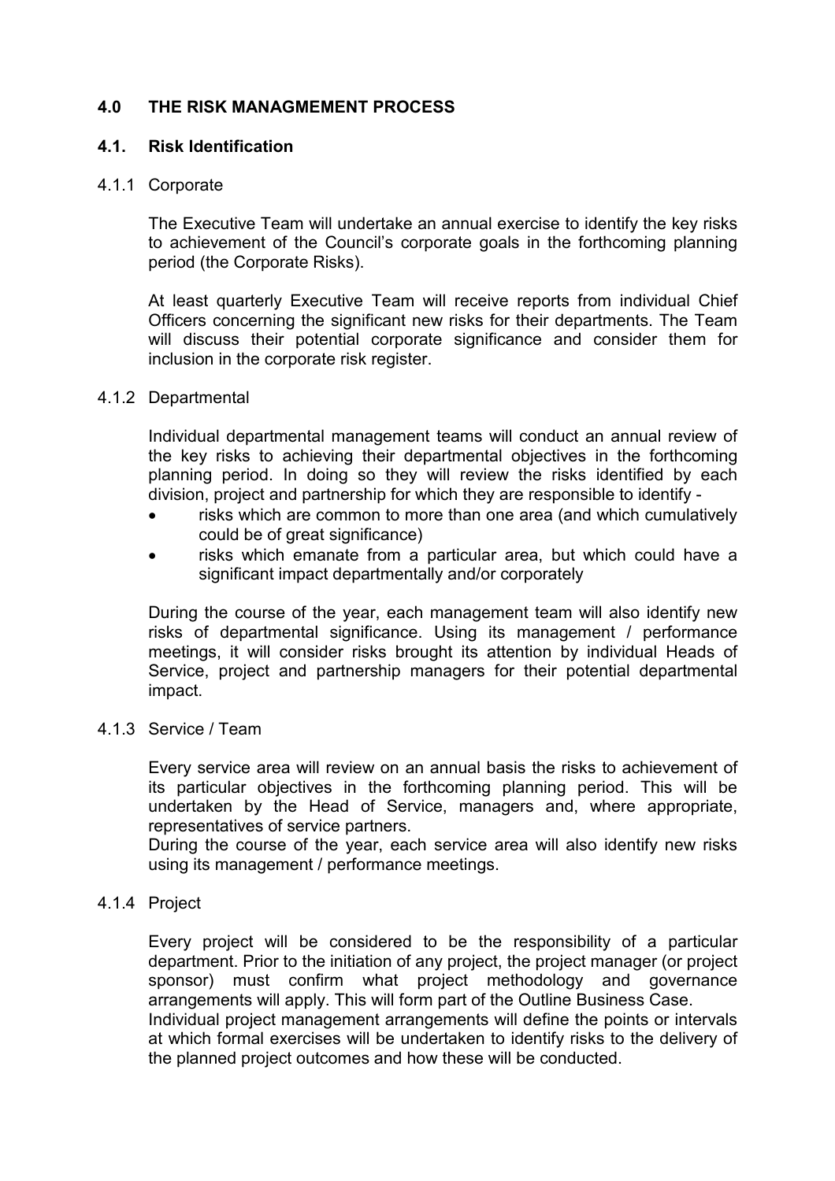## 4.0 THE RISK MANAGMEMENT PROCESS

### 4.1. Risk Identification

#### 4.1.1 Corporate

The Executive Team will undertake an annual exercise to identify the key risks to achievement of the Council's corporate goals in the forthcoming planning period (the Corporate Risks).

At least quarterly Executive Team will receive reports from individual Chief Officers concerning the significant new risks for their departments. The Team will discuss their potential corporate significance and consider them for inclusion in the corporate risk register.

#### 4.1.2 Departmental

Individual departmental management teams will conduct an annual review of the key risks to achieving their departmental objectives in the forthcoming planning period. In doing so they will review the risks identified by each division, project and partnership for which they are responsible to identify -

- risks which are common to more than one area (and which cumulatively could be of great significance)
- risks which emanate from a particular area, but which could have a significant impact departmentally and/or corporately

During the course of the year, each management team will also identify new risks of departmental significance. Using its management / performance meetings, it will consider risks brought its attention by individual Heads of Service, project and partnership managers for their potential departmental impact.

#### 4.1.3 Service / Team

Every service area will review on an annual basis the risks to achievement of its particular objectives in the forthcoming planning period. This will be undertaken by the Head of Service, managers and, where appropriate, representatives of service partners.
During the course of the year, each service area will also identify new risks using its management / performance meetings.

#### 4.1.4 Project

Every project will be considered to be the responsibility of a particular department. Prior to the initiation of any project, the project manager (or project sponsor) must confirm what project methodology and governance arrangements will apply. This will form part of the Outline Business Case.
Individual project management arrangements will define the points or intervals at which formal exercises will be undertaken to identify risks to the delivery of the planned project outcomes and how these will be conducted.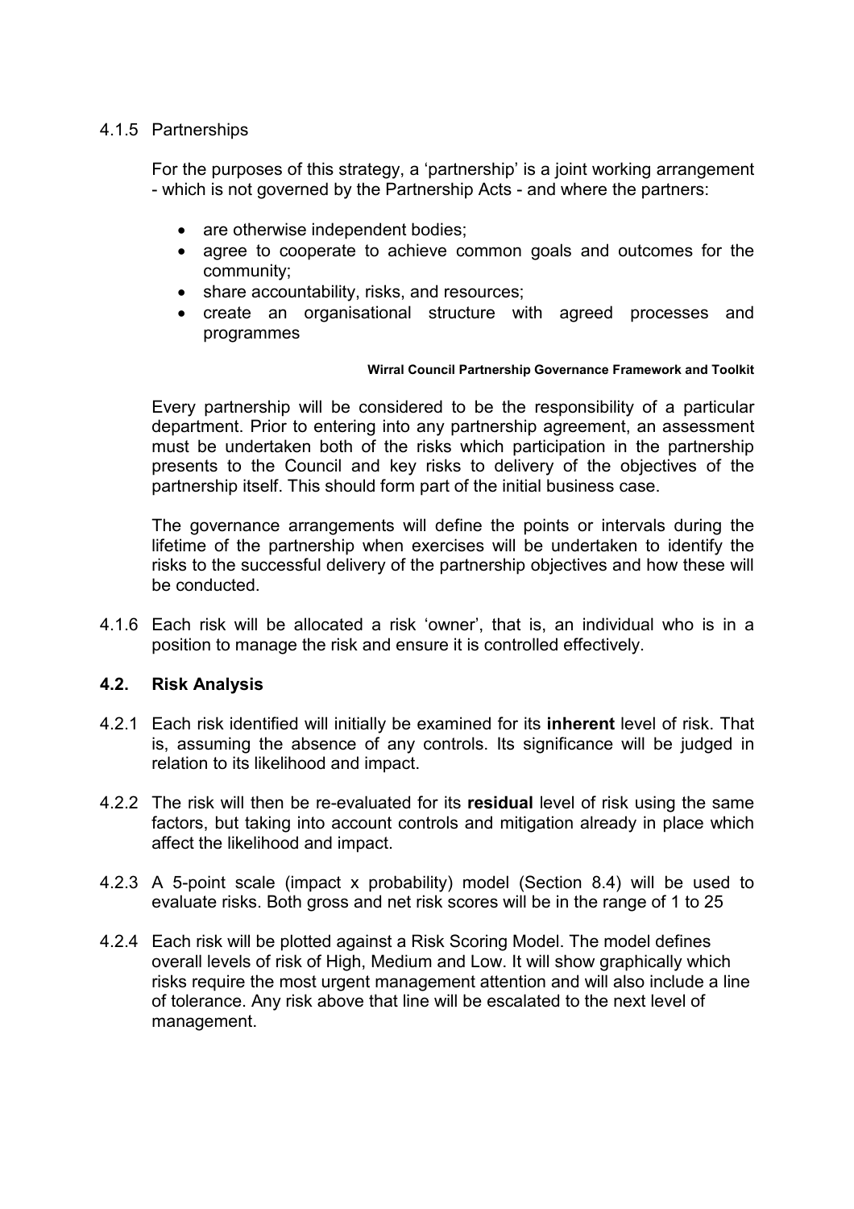4.1.5 Partnerships

For the purposes of this strategy, a 'partnership' is a joint working arrangement - which is not governed by the Partnership Acts - and where the partners:

- are otherwise independent bodies;
- agree to cooperate to achieve common goals and outcomes for the community;
- share accountability, risks, and resources;
- create an organisational structure with agreed processes and programmes

**Wirral Council Partnership Governance Framework and Toolkit**

Every partnership will be considered to be the responsibility of a particular department. Prior to entering into any partnership agreement, an assessment must be undertaken both of the risks which participation in the partnership presents to the Council and key risks to delivery of the objectives of the partnership itself. This should form part of the initial business case.

The governance arrangements will define the points or intervals during the lifetime of the partnership when exercises will be undertaken to identify the risks to the successful delivery of the partnership objectives and how these will be conducted.

4.1.6 Each risk will be allocated a risk 'owner', that is, an individual who is in a position to manage the risk and ensure it is controlled effectively.

### 4.2. Risk Analysis

4.2.1 Each risk identified will initially be examined for its **inherent** level of risk. That is, assuming the absence of any controls. Its significance will be judged in relation to its likelihood and impact.

4.2.2 The risk will then be re-evaluated for its **residual** level of risk using the same factors, but taking into account controls and mitigation already in place which affect the likelihood and impact.

4.2.3 A 5-point scale (impact x probability) model (Section 8.4) will be used to evaluate risks. Both gross and net risk scores will be in the range of 1 to 25

4.2.4 Each risk will be plotted against a Risk Scoring Model. The model defines overall levels of risk of High, Medium and Low. It will show graphically which risks require the most urgent management attention and will also include a line of tolerance. Any risk above that line will be escalated to the next level of management.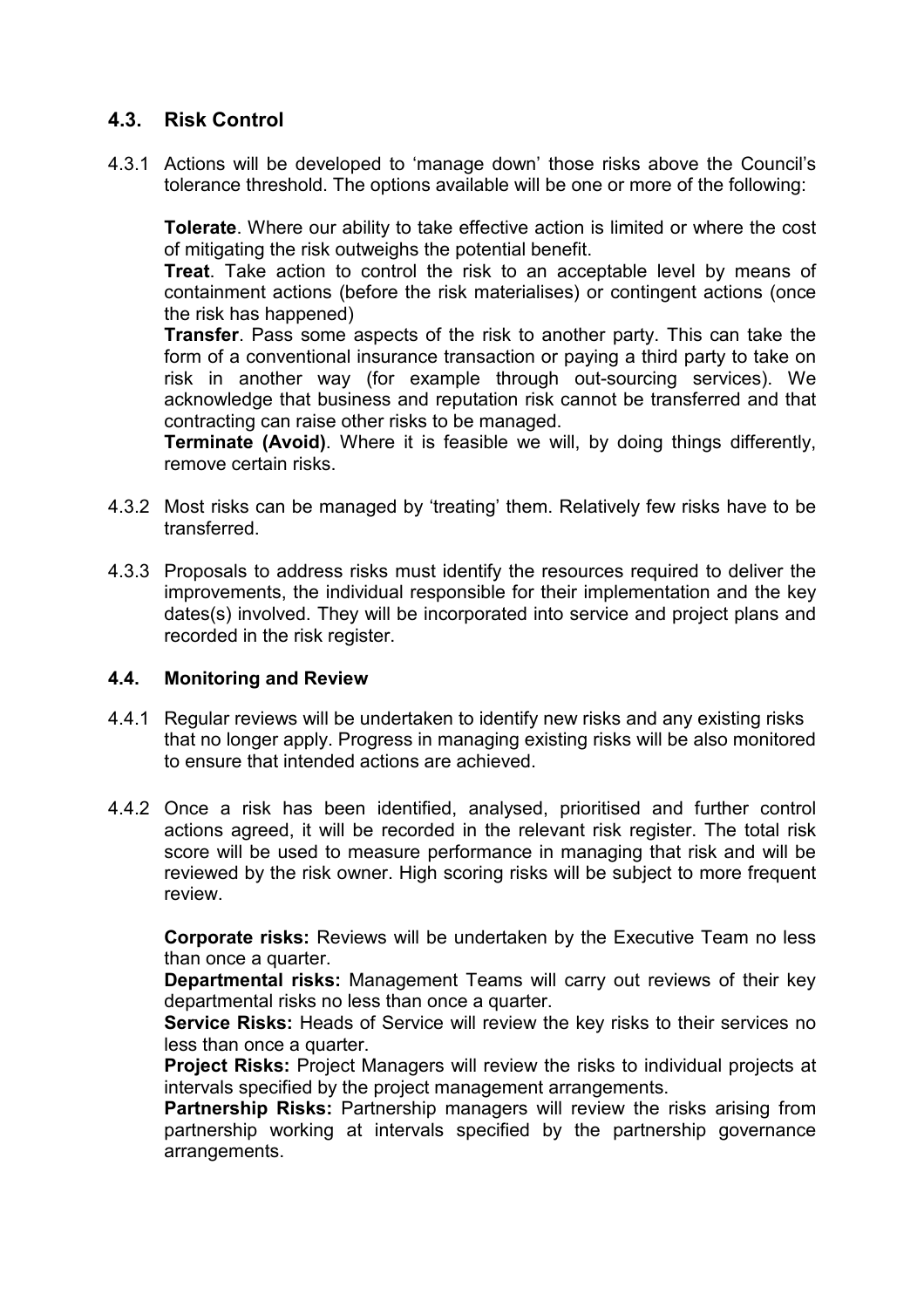## 4.3. Risk Control

4.3.1 Actions will be developed to 'manage down' those risks above the Council's tolerance threshold. The options available will be one or more of the following:

**Tolerate**. Where our ability to take effective action is limited or where the cost of mitigating the risk outweighs the potential benefit.

**Treat**. Take action to control the risk to an acceptable level by means of containment actions (before the risk materialises) or contingent actions (once the risk has happened)

**Transfer**. Pass some aspects of the risk to another party. This can take the form of a conventional insurance transaction or paying a third party to take on risk in another way (for example through out-sourcing services). We acknowledge that business and reputation risk cannot be transferred and that contracting can raise other risks to be managed.

**Terminate (Avoid)**. Where it is feasible we will, by doing things differently, remove certain risks.

4.3.2 Most risks can be managed by 'treating' them. Relatively few risks have to be transferred.

4.3.3 Proposals to address risks must identify the resources required to deliver the improvements, the individual responsible for their implementation and the key dates(s) involved. They will be incorporated into service and project plans and recorded in the risk register.

### 4.4. Monitoring and Review

4.4.1 Regular reviews will be undertaken to identify new risks and any existing risks that no longer apply. Progress in managing existing risks will be also monitored to ensure that intended actions are achieved.

4.4.2 Once a risk has been identified, analysed, prioritised and further control actions agreed, it will be recorded in the relevant risk register. The total risk score will be used to measure performance in managing that risk and will be reviewed by the risk owner. High scoring risks will be subject to more frequent review.

**Corporate risks:** Reviews will be undertaken by the Executive Team no less than once a quarter.

**Departmental risks:** Management Teams will carry out reviews of their key departmental risks no less than once a quarter.

**Service Risks:** Heads of Service will review the key risks to their services no less than once a quarter.

**Project Risks:** Project Managers will review the risks to individual projects at intervals specified by the project management arrangements.

**Partnership Risks:** Partnership managers will review the risks arising from partnership working at intervals specified by the partnership governance arrangements.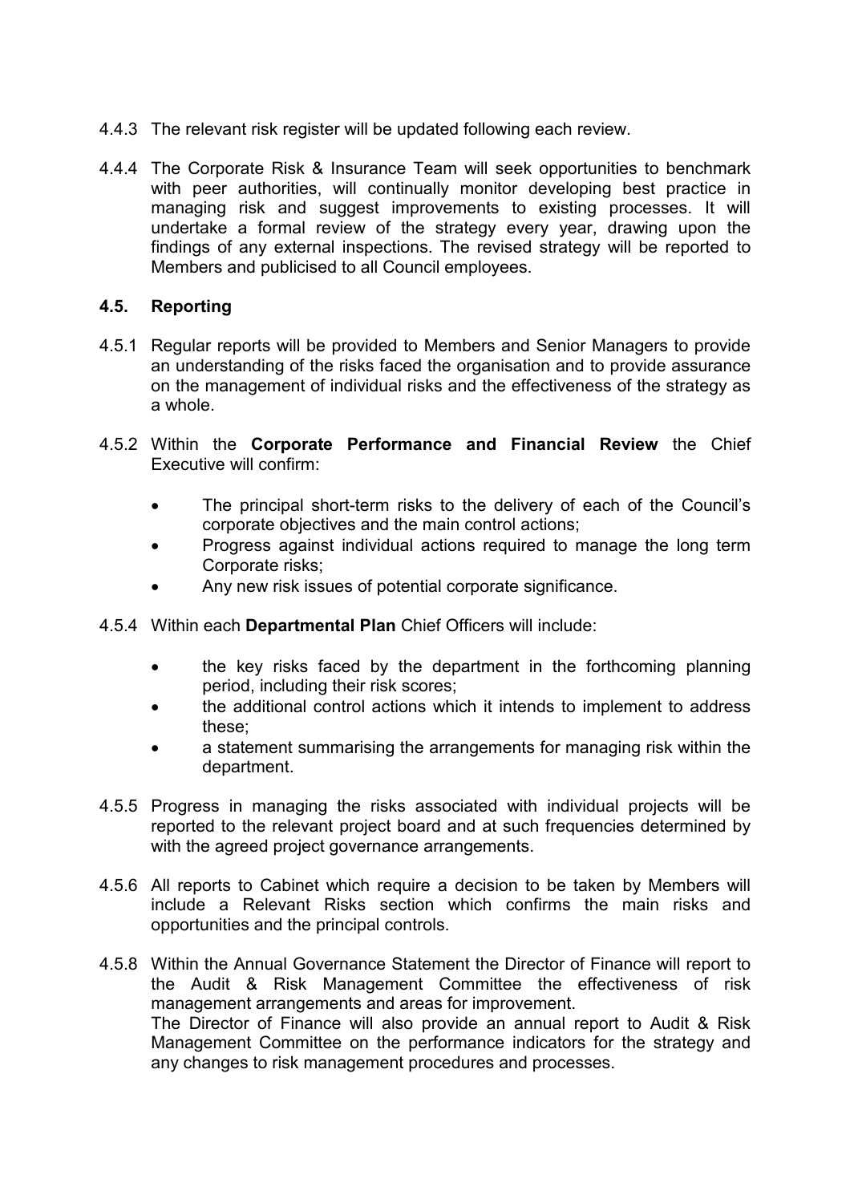4.4.3 The relevant risk register will be updated following each review.

4.4.4 The Corporate Risk & Insurance Team will seek opportunities to benchmark with peer authorities, will continually monitor developing best practice in managing risk and suggest improvements to existing processes. It will undertake a formal review of the strategy every year, drawing upon the findings of any external inspections. The revised strategy will be reported to Members and publicised to all Council employees.

### 4.5. Reporting

4.5.1 Regular reports will be provided to Members and Senior Managers to provide an understanding of the risks faced the organisation and to provide assurance on the management of individual risks and the effectiveness of the strategy as a whole.

4.5.2 Within the **Corporate Performance and Financial Review** the Chief Executive will confirm:

- The principal short-term risks to the delivery of each of the Council's corporate objectives and the main control actions;
- Progress against individual actions required to manage the long term Corporate risks;
- Any new risk issues of potential corporate significance.

4.5.4 Within each **Departmental Plan** Chief Officers will include:

- the key risks faced by the department in the forthcoming planning period, including their risk scores;
- the additional control actions which it intends to implement to address these;
- a statement summarising the arrangements for managing risk within the department.

4.5.5 Progress in managing the risks associated with individual projects will be reported to the relevant project board and at such frequencies determined by with the agreed project governance arrangements.

4.5.6 All reports to Cabinet which require a decision to be taken by Members will include a Relevant Risks section which confirms the main risks and opportunities and the principal controls.

4.5.8 Within the Annual Governance Statement the Director of Finance will report to the Audit & Risk Management Committee the effectiveness of risk management arrangements and areas for improvement.
The Director of Finance will also provide an annual report to Audit & Risk Management Committee on the performance indicators for the strategy and any changes to risk management procedures and processes.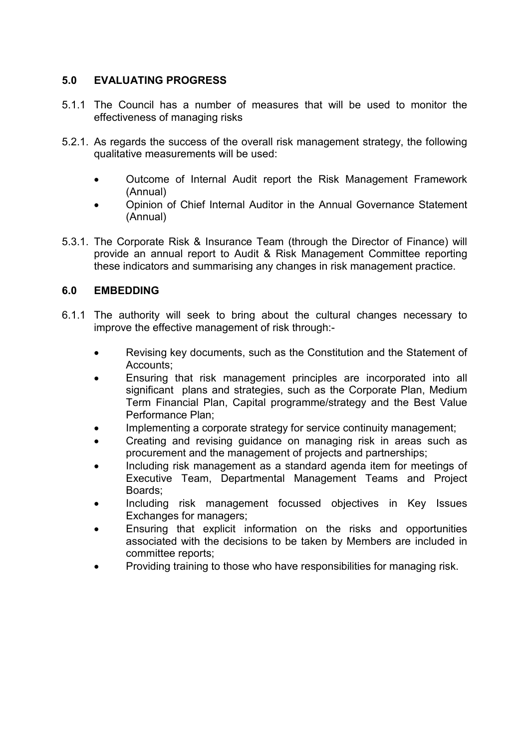## 5.0 EVALUATING PROGRESS

5.1.1 The Council has a number of measures that will be used to monitor the effectiveness of managing risks

5.2.1. As regards the success of the overall risk management strategy, the following qualitative measurements will be used:

- Outcome of Internal Audit report the Risk Management Framework (Annual)
- Opinion of Chief Internal Auditor in the Annual Governance Statement (Annual)

5.3.1. The Corporate Risk & Insurance Team (through the Director of Finance) will provide an annual report to Audit & Risk Management Committee reporting these indicators and summarising any changes in risk management practice.

## 6.0 EMBEDDING

6.1.1 The authority will seek to bring about the cultural changes necessary to improve the effective management of risk through:-

- Revising key documents, such as the Constitution and the Statement of Accounts;
- Ensuring that risk management principles are incorporated into all significant plans and strategies, such as the Corporate Plan, Medium Term Financial Plan, Capital programme/strategy and the Best Value Performance Plan;
- Implementing a corporate strategy for service continuity management;
- Creating and revising guidance on managing risk in areas such as procurement and the management of projects and partnerships;
- Including risk management as a standard agenda item for meetings of Executive Team, Departmental Management Teams and Project Boards;
- Including risk management focussed objectives in Key Issues Exchanges for managers;
- Ensuring that explicit information on the risks and opportunities associated with the decisions to be taken by Members are included in committee reports;
- Providing training to those who have responsibilities for managing risk.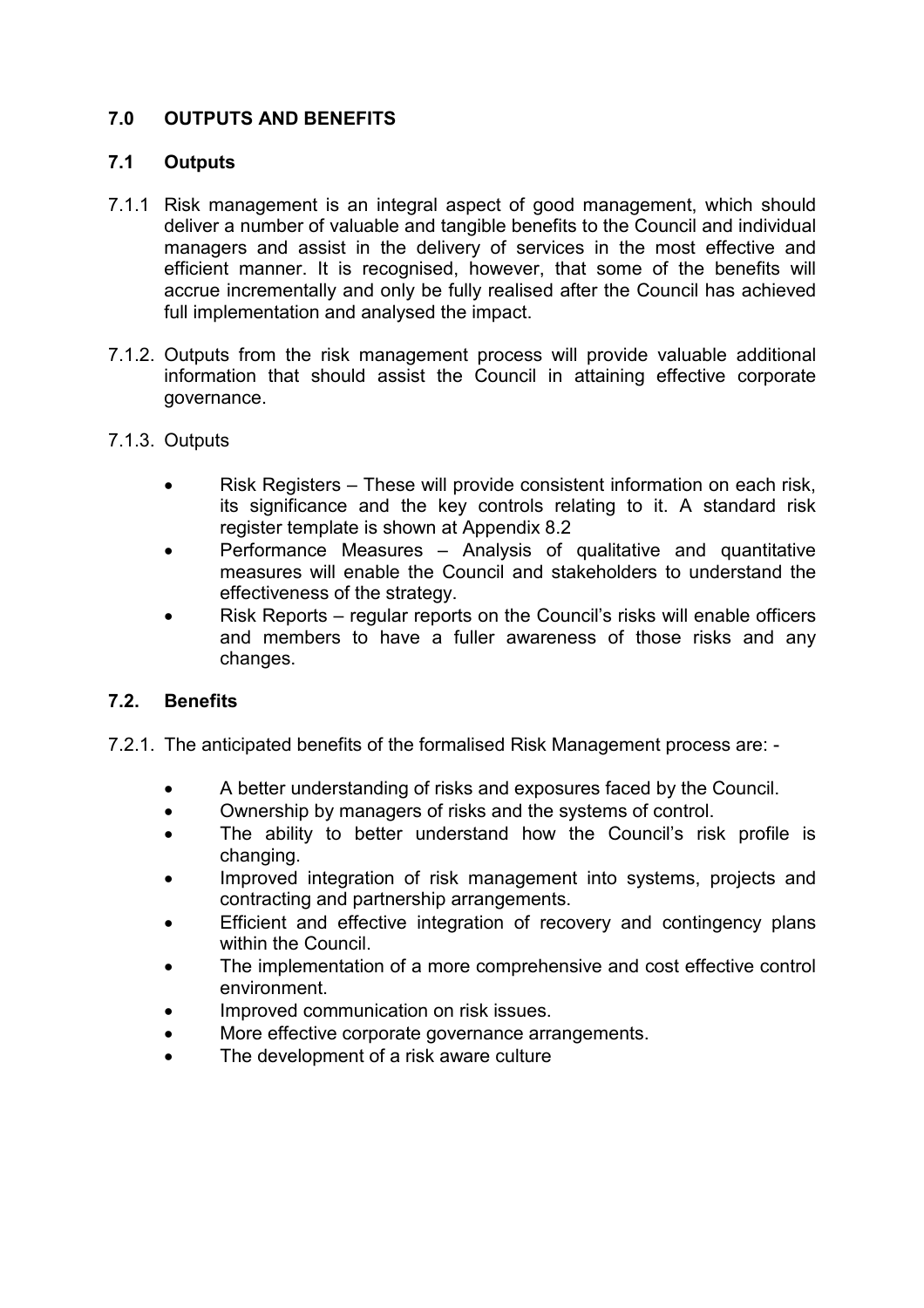## 7.0 OUTPUTS AND BENEFITS

### 7.1 Outputs

7.1.1 Risk management is an integral aspect of good management, which should deliver a number of valuable and tangible benefits to the Council and individual managers and assist in the delivery of services in the most effective and efficient manner. It is recognised, however, that some of the benefits will accrue incrementally and only be fully realised after the Council has achieved full implementation and analysed the impact.

7.1.2. Outputs from the risk management process will provide valuable additional information that should assist the Council in attaining effective corporate governance.

7.1.3. Outputs

- Risk Registers – These will provide consistent information on each risk, its significance and the key controls relating to it. A standard risk register template is shown at Appendix 8.2
- Performance Measures – Analysis of qualitative and quantitative measures will enable the Council and stakeholders to understand the effectiveness of the strategy.
- Risk Reports – regular reports on the Council's risks will enable officers and members to have a fuller awareness of those risks and any changes.

### 7.2. Benefits

7.2.1. The anticipated benefits of the formalised Risk Management process are: -

- A better understanding of risks and exposures faced by the Council.
- Ownership by managers of risks and the systems of control.
- The ability to better understand how the Council's risk profile is changing.
- Improved integration of risk management into systems, projects and contracting and partnership arrangements.
- Efficient and effective integration of recovery and contingency plans within the Council.
- The implementation of a more comprehensive and cost effective control environment.
- Improved communication on risk issues.
- More effective corporate governance arrangements.
- The development of a risk aware culture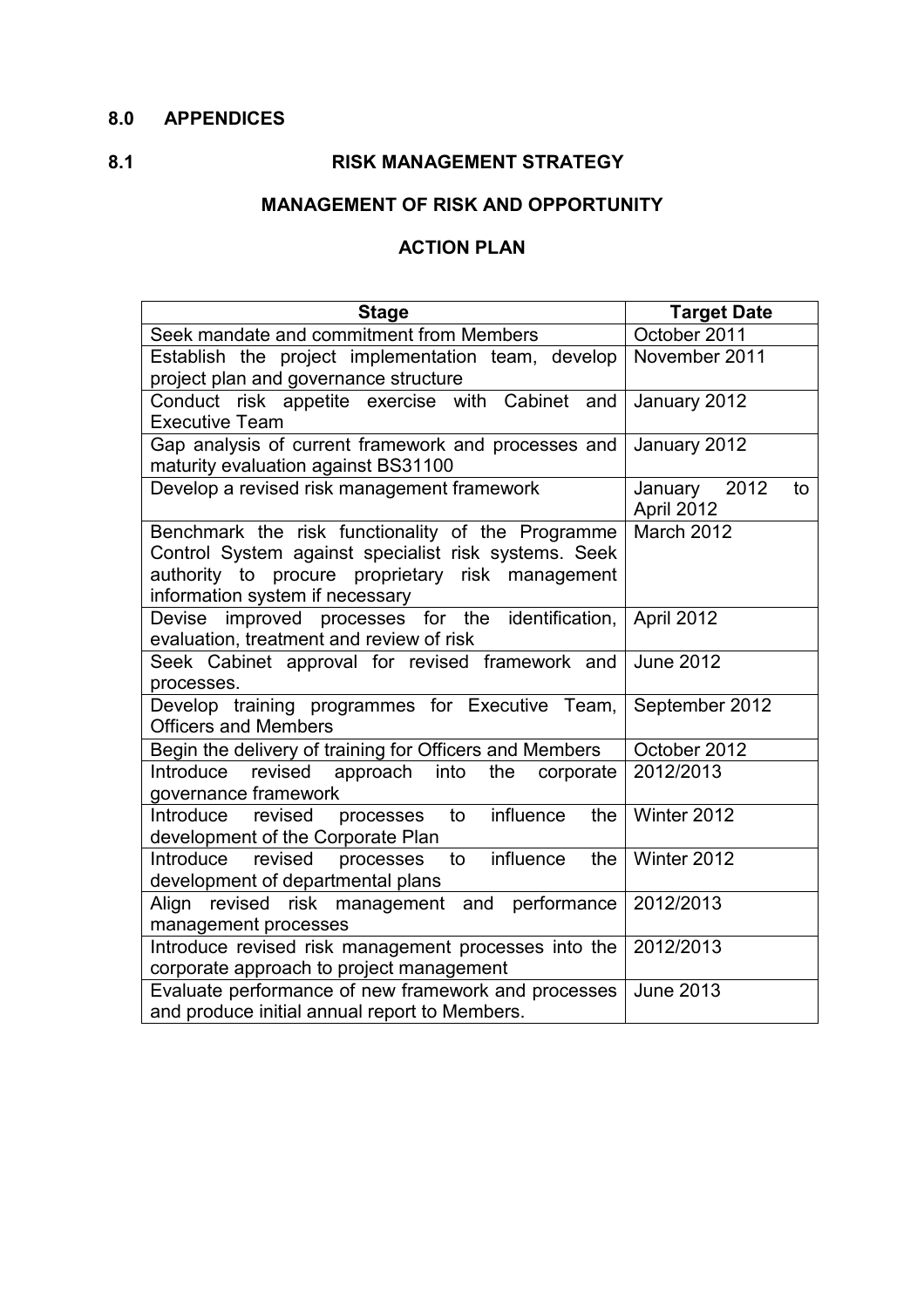## 8.0 APPENDICES

## 8.1 RISK MANAGEMENT STRATEGY

### MANAGEMENT OF RISK AND OPPORTUNITY

### ACTION PLAN

| Stage | Target Date |
|---|---|
| Seek mandate and commitment from Members | October 2011 |
| Establish the project implementation team, develop project plan and governance structure | November 2011 |
| Conduct risk appetite exercise with Cabinet and Executive Team | January 2012 |
| Gap analysis of current framework and processes and maturity evaluation against BS31100 | January 2012 |
| Develop a revised risk management framework | January 2012 to April 2012 |
| Benchmark the risk functionality of the Programme Control System against specialist risk systems. Seek authority to procure proprietary risk management information system if necessary | March 2012 |
| Devise improved processes for the identification, evaluation, treatment and review of risk | April 2012 |
| Seek Cabinet approval for revised framework and processes. | June 2012 |
| Develop training programmes for Executive Team, Officers and Members | September 2012 |
| Begin the delivery of training for Officers and Members | October 2012 |
| Introduce revised approach into the corporate governance framework | 2012/2013 |
| Introduce revised processes to influence the development of the Corporate Plan | Winter 2012 |
| Introduce revised processes to influence the development of departmental plans | Winter 2012 |
| Align revised risk management and performance management processes | 2012/2013 |
| Introduce revised risk management processes into the corporate approach to project management | 2012/2013 |
| Evaluate performance of new framework and processes and produce initial annual report to Members. | June 2013 |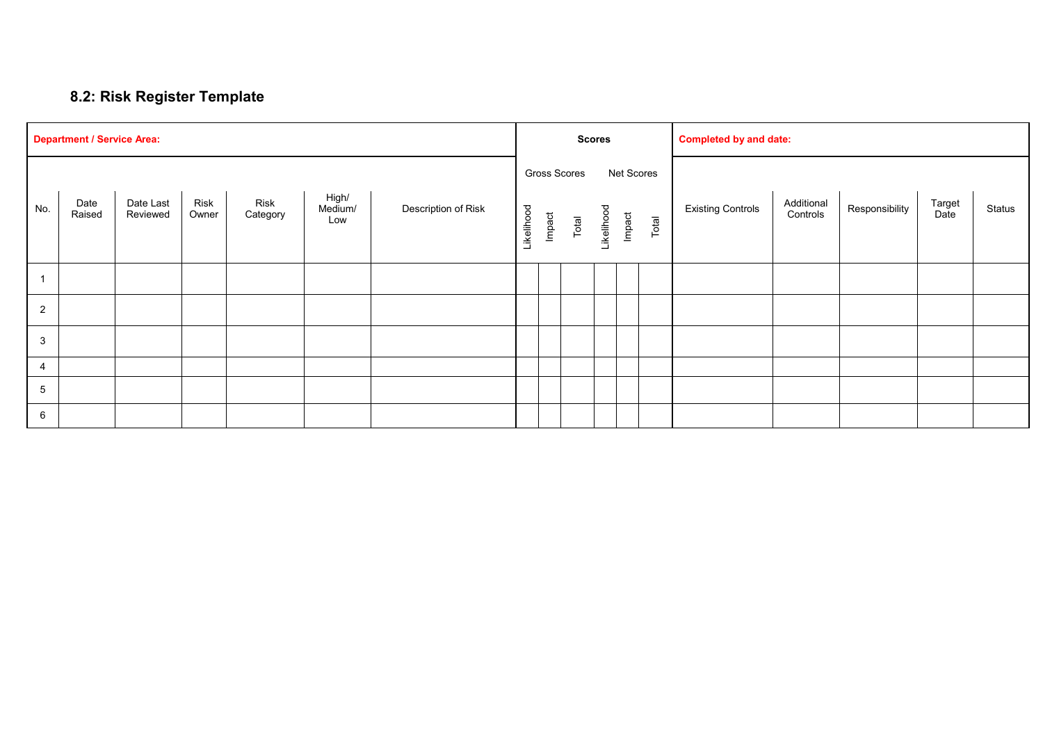## 8.2: Risk Register Template

| **Department / Service Area:** | | | | | | | **Scores** | | | | | | **Completed by and date:** | | | | |
|---|---|---|---|---|---|---|---|---|---|---|---|---|---|---|---|---|---|
| | | | | | | | Gross Scores | | | Net Scores | | | | | | | |
| No. | Date Raised | Date Last Reviewed | Risk Owner | Risk Category | High/ Medium/ Low | Description of Risk | Likelihood | Impact | Total | Likelihood | Impact | Total | Existing Controls | Additional Controls | Responsibility | Target Date | Status |
| 1 | | | | | | | | | | | | | | | | | |
| 2 | | | | | | | | | | | | | | | | | |
| 3 | | | | | | | | | | | | | | | | | |
| 4 | | | | | | | | | | | | | | | | | |
| 5 | | | | | | | | | | | | | | | | | |
| 6 | | | | | | | | | | | | | | | | | |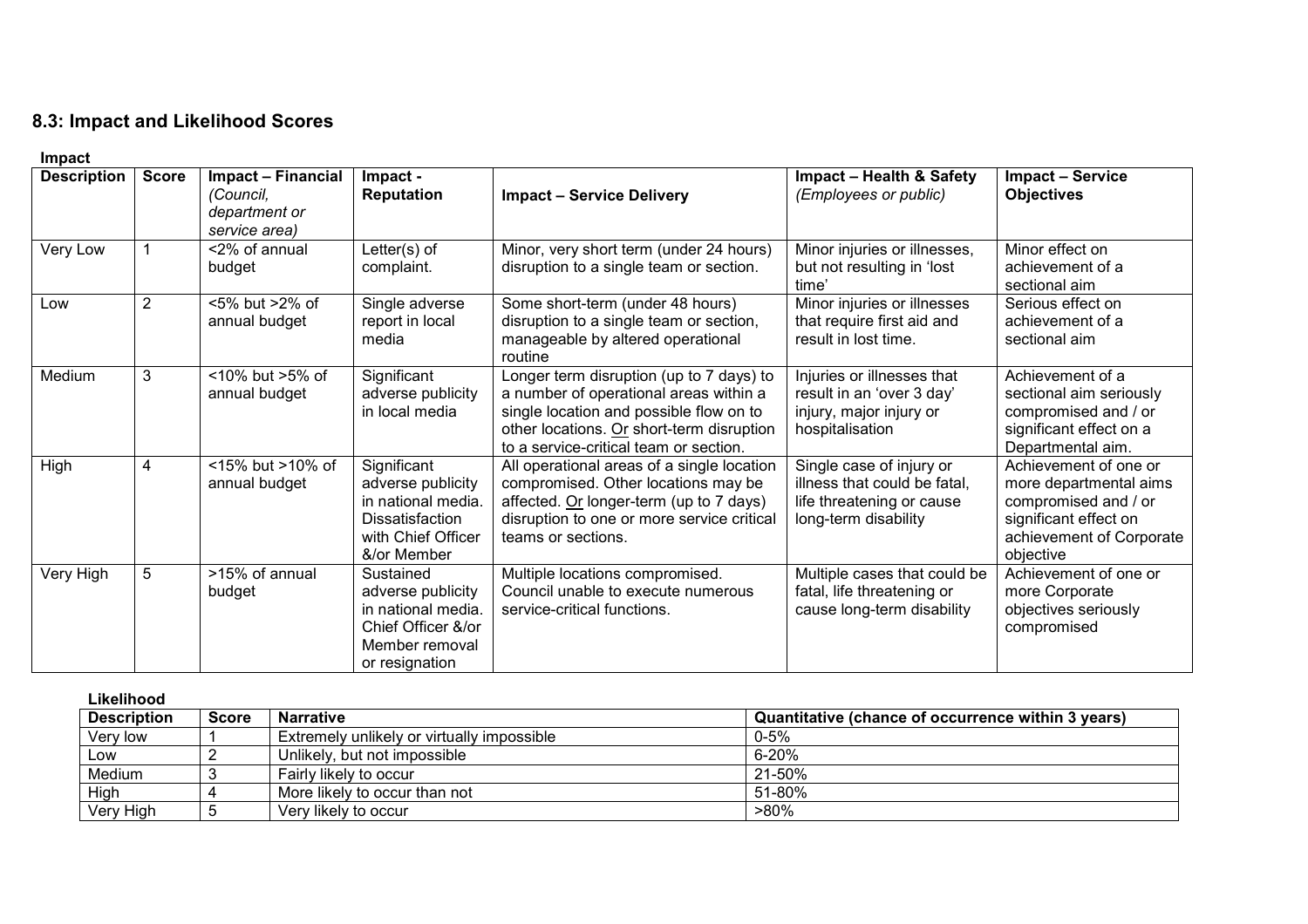## 8.3: Impact and Likelihood Scores

**Impact**

| Description | Score | Impact – Financial *(Council, department or service area)* | Impact - Reputation | Impact – Service Delivery | Impact – Health & Safety *(Employees or public)* | Impact – Service Objectives |
|---|---|---|---|---|---|---|
| Very Low | 1 | <2% of annual budget | Letter(s) of complaint. | Minor, very short term (under 24 hours) disruption to a single team or section. | Minor injuries or illnesses, but not resulting in 'lost time' | Minor effect on achievement of a sectional aim |
| Low | 2 | <5% but >2% of annual budget | Single adverse report in local media | Some short-term (under 48 hours) disruption to a single team or section, manageable by altered operational routine | Minor injuries or illnesses that require first aid and result in lost time. | Serious effect on achievement of a sectional aim |
| Medium | 3 | <10% but >5% of annual budget | Significant adverse publicity in local media | Longer term disruption (up to 7 days) to a number of operational areas within a single location and possible flow on to other locations. Or short-term disruption to a service-critical team or section. | Injuries or illnesses that result in an 'over 3 day' injury, major injury or hospitalisation | Achievement of a sectional aim seriously compromised and / or significant effect on a Departmental aim. |
| High | 4 | <15% but >10% of annual budget | Significant adverse publicity in national media. Dissatisfaction with Chief Officer &/or Member | All operational areas of a single location compromised. Other locations may be affected. Or longer-term (up to 7 days) disruption to one or more service critical teams or sections. | Single case of injury or illness that could be fatal, life threatening or cause long-term disability | Achievement of one or more departmental aims compromised and / or significant effect on achievement of Corporate objective |
| Very High | 5 | >15% of annual budget | Sustained adverse publicity in national media. Chief Officer &/or Member removal or resignation | Multiple locations compromised. Council unable to execute numerous service-critical functions. | Multiple cases that could be fatal, life threatening or cause long-term disability | Achievement of one or more Corporate objectives seriously compromised |

**Likelihood**

| Description | Score | Narrative | Quantitative (chance of occurrence within 3 years) |
|---|---|---|---|
| Very low | 1 | Extremely unlikely or virtually impossible | 0-5% |
| Low | 2 | Unlikely, but not impossible | 6-20% |
| Medium | 3 | Fairly likely to occur | 21-50% |
| High | 4 | More likely to occur than not | 51-80% |
| Very High | 5 | Very likely to occur | >80% |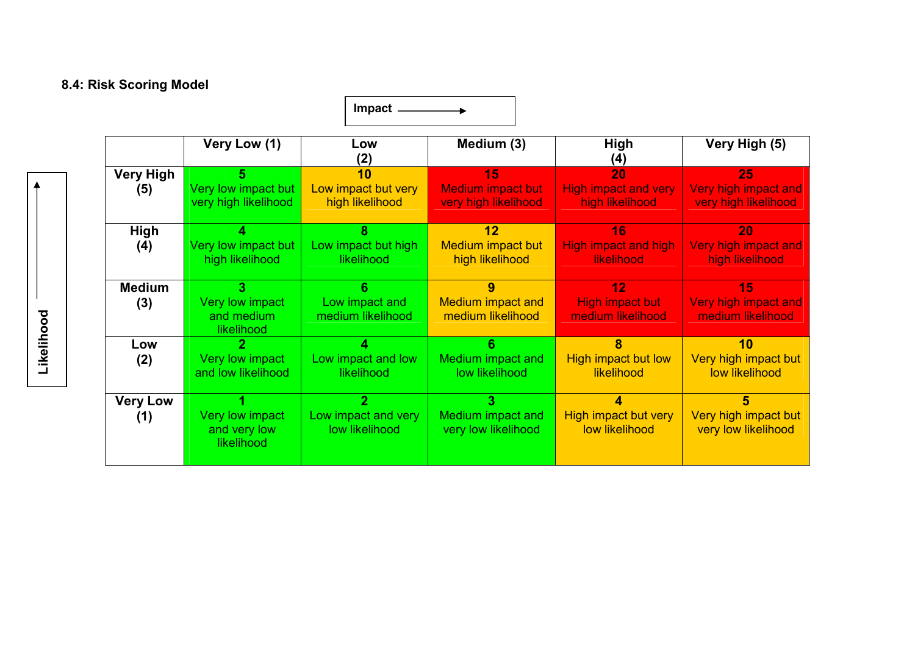### 8.4: Risk Scoring Model

Impact →

Likelihood ↑

| | Very Low (1) | Low (2) | Medium (3) | High (4) | Very High (5) |
|---|---|---|---|---|---|
| **Very High (5)** | **5** Very low impact but very high likelihood | **10** Low impact but very high likelihood | **15** Medium impact but very high likelihood | **20** High impact and very high likelihood | **25** Very high impact and very high likelihood |
| **High (4)** | **4** Very low impact but high likelihood | **8** Low impact but high likelihood | **12** Medium impact but high likelihood | **16** High impact and high likelihood | **20** Very high impact and high likelihood |
| **Medium (3)** | **3** Very low impact and medium likelihood | **6** Low impact and medium likelihood | **9** Medium impact and medium likelihood | **12** High impact but medium likelihood | **15** Very high impact and medium likelihood |
| **Low (2)** | **2** Very low impact and low likelihood | **4** Low impact and low likelihood | **6** Medium impact and low likelihood | **8** High impact but low likelihood | **10** Very high impact but low likelihood |
| **Very Low (1)** | **1** Very low impact and very low likelihood | **2** Low impact and very low likelihood | **3** Medium impact and very low likelihood | **4** High impact but very low likelihood | **5** Very high impact but very low likelihood |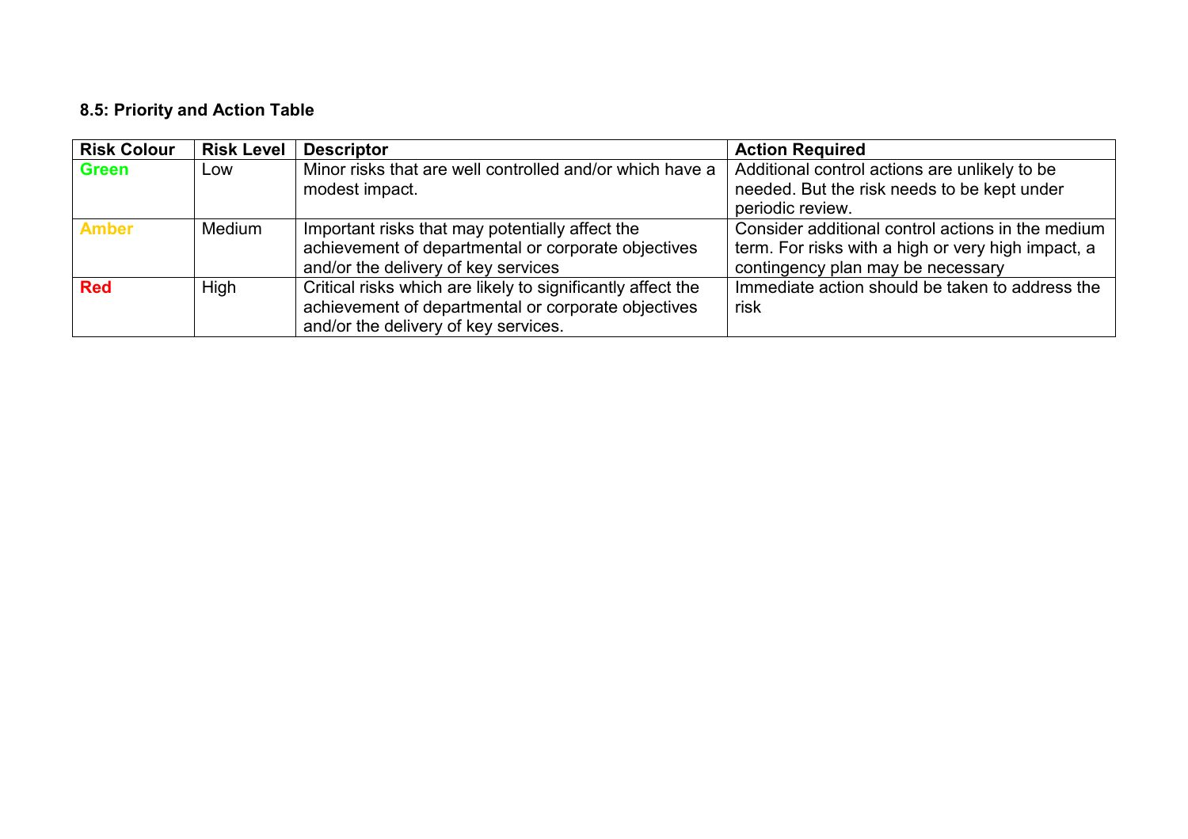### 8.5: Priority and Action Table

| Risk Colour | Risk Level | Descriptor | Action Required |
|---|---|---|---|
| **Green** | Low | Minor risks that are well controlled and/or which have a modest impact. | Additional control actions are unlikely to be needed. But the risk needs to be kept under periodic review. |
| **Amber** | Medium | Important risks that may potentially affect the achievement of departmental or corporate objectives and/or the delivery of key services | Consider additional control actions in the medium term. For risks with a high or very high impact, a contingency plan may be necessary |
| **Red** | High | Critical risks which are likely to significantly affect the achievement of departmental or corporate objectives and/or the delivery of key services. | Immediate action should be taken to address the risk |